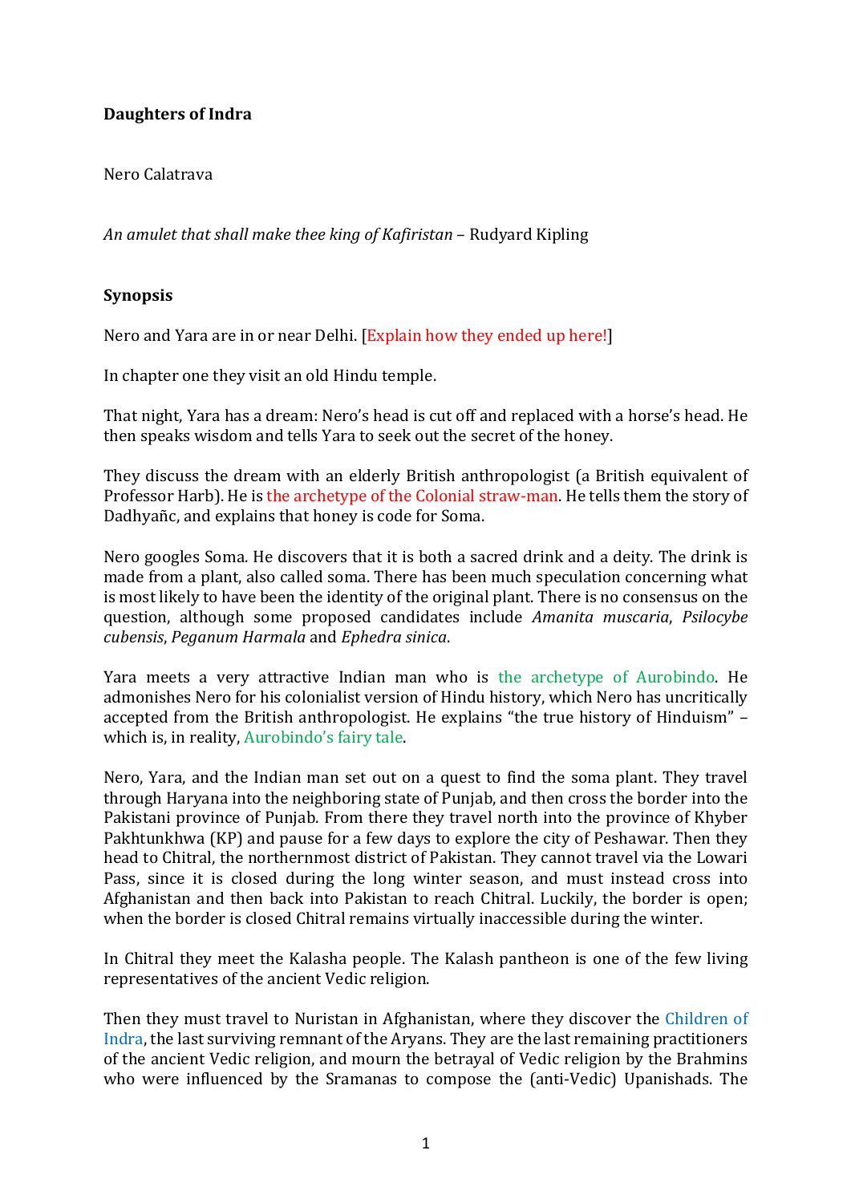**Daughters of Indra**

Nero Calatrava

*An amulet that shall make thee king of Kafiristan* – Rudyard Kipling

**Synopsis**

Nero and Yara are in or near Delhi. [Explain how they ended up here!]

In chapter one they visit an old Hindu temple.

That night, Yara has a dream: Nero's head is cut off and replaced with a horse's head. He then speaks wisdom and tells Yara to seek out the secret of the honey.

They discuss the dream with an elderly British anthropologist (a British equivalent of Professor Harb). He is the archetype of the Colonial straw-man. He tells them the story of Dadhyañc, and explains that honey is code for Soma.

Nero googles Soma. He discovers that it is both a sacred drink and a deity. The drink is made from a plant, also called soma. There has been much speculation concerning what is most likely to have been the identity of the original plant. There is no consensus on the question, although some proposed candidates include *Amanita muscaria*, *Psilocybe cubensis*, *Peganum Harmala* and *Ephedra sinica*.

Yara meets a very attractive Indian man who is the archetype of Aurobindo. He admonishes Nero for his colonialist version of Hindu history, which Nero has uncritically accepted from the British anthropologist. He explains "the true history of Hinduism" – which is, in reality, Aurobindo's fairy tale.

Nero, Yara, and the Indian man set out on a quest to find the soma plant. They travel through Haryana into the neighboring state of Punjab, and then cross the border into the Pakistani province of Punjab. From there they travel north into the province of Khyber Pakhtunkhwa (KP) and pause for a few days to explore the city of Peshawar. Then they head to Chitral, the northernmost district of Pakistan. They cannot travel via the Lowari Pass, since it is closed during the long winter season, and must instead cross into Afghanistan and then back into Pakistan to reach Chitral. Luckily, the border is open; when the border is closed Chitral remains virtually inaccessible during the winter.

In Chitral they meet the Kalasha people. The Kalash pantheon is one of the few living representatives of the ancient Vedic religion.

Then they must travel to Nuristan in Afghanistan, where they discover the Children of Indra, the last surviving remnant of the Aryans. They are the last remaining practitioners of the ancient Vedic religion, and mourn the betrayal of Vedic religion by the Brahmins who were influenced by the Sramanas to compose the (anti-Vedic) Upanishads. The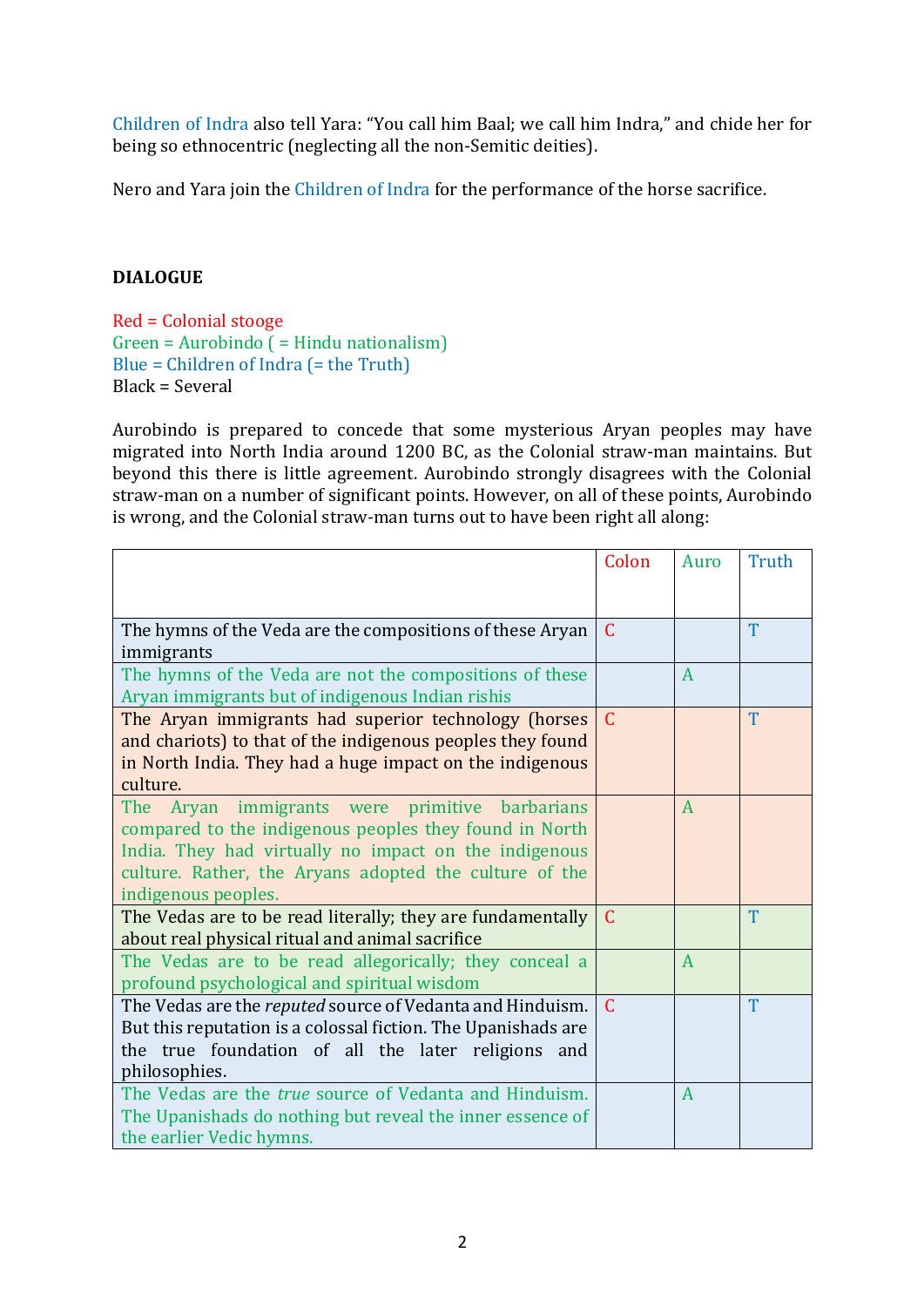Children of Indra also tell Yara: "You call him Baal; we call him Indra," and chide her for being so ethnocentric (neglecting all the non-Semitic deities).

Nero and Yara join the Children of Indra for the performance of the horse sacrifice.

**DIALOGUE**

Red = Colonial stooge
Green = Aurobindo ( = Hindu nationalism)
Blue = Children of Indra (= the Truth)
Black = Several

Aurobindo is prepared to concede that some mysterious Aryan peoples may have migrated into North India around 1200 BC, as the Colonial straw-man maintains. But beyond this there is little agreement. Aurobindo strongly disagrees with the Colonial straw-man on a number of significant points. However, on all of these points, Aurobindo is wrong, and the Colonial straw-man turns out to have been right all along:

| | Colon | Auro | Truth |
|---|---|---|---|
| The hymns of the Veda are the compositions of these Aryan immigrants | C | | T |
| The hymns of the Veda are not the compositions of these Aryan immigrants but of indigenous Indian rishis | | A | |
| The Aryan immigrants had superior technology (horses and chariots) to that of the indigenous peoples they found in North India. They had a huge impact on the indigenous culture. | C | | T |
| The Aryan immigrants were primitive barbarians compared to the indigenous peoples they found in North India. They had virtually no impact on the indigenous culture. Rather, the Aryans adopted the culture of the indigenous peoples. | | A | |
| The Vedas are to be read literally; they are fundamentally about real physical ritual and animal sacrifice | C | | T |
| The Vedas are to be read allegorically; they conceal a profound psychological and spiritual wisdom | | A | |
| The Vedas are the *reputed* source of Vedanta and Hinduism. But this reputation is a colossal fiction. The Upanishads are the true foundation of all the later religions and philosophies. | C | | T |
| The Vedas are the *true* source of Vedanta and Hinduism. The Upanishads do nothing but reveal the inner essence of the earlier Vedic hymns. | | A | |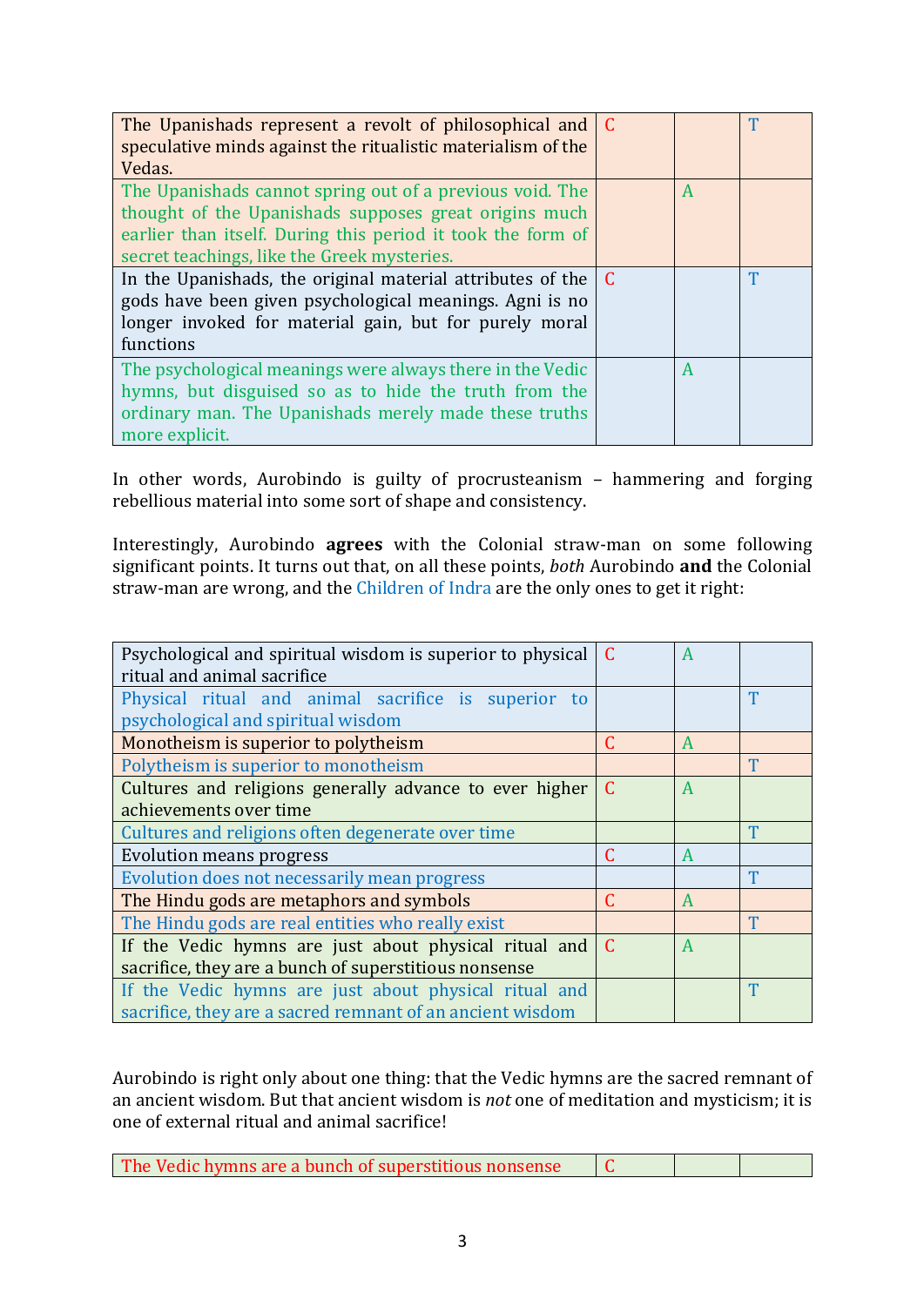| | | | |
|---|---|---|---|
| The Upanishads represent a revolt of philosophical and speculative minds against the ritualistic materialism of the Vedas. | C | | T |
| The Upanishads cannot spring out of a previous void. The thought of the Upanishads supposes great origins much earlier than itself. During this period it took the form of secret teachings, like the Greek mysteries. | | A | |
| In the Upanishads, the original material attributes of the gods have been given psychological meanings. Agni is no longer invoked for material gain, but for purely moral functions | C | | T |
| The psychological meanings were always there in the Vedic hymns, but disguised so as to hide the truth from the ordinary man. The Upanishads merely made these truths more explicit. | | A | |

In other words, Aurobindo is guilty of procrusteanism – hammering and forging rebellious material into some sort of shape and consistency.

Interestingly, Aurobindo **agrees** with the Colonial straw-man on some following significant points. It turns out that, on all these points, *both* Aurobindo **and** the Colonial straw-man are wrong, and the Children of Indra are the only ones to get it right:

| | | | |
|---|---|---|---|
| Psychological and spiritual wisdom is superior to physical ritual and animal sacrifice | C | A | |
| Physical ritual and animal sacrifice is superior to psychological and spiritual wisdom | | | T |
| Monotheism is superior to polytheism | C | A | |
| Polytheism is superior to monotheism | | | T |
| Cultures and religions generally advance to ever higher achievements over time | C | A | |
| Cultures and religions often degenerate over time | | | T |
| Evolution means progress | C | A | |
| Evolution does not necessarily mean progress | | | T |
| The Hindu gods are metaphors and symbols | C | A | |
| The Hindu gods are real entities who really exist | | | T |
| If the Vedic hymns are just about physical ritual and sacrifice, they are a bunch of superstitious nonsense | C | A | |
| If the Vedic hymns are just about physical ritual and sacrifice, they are a sacred remnant of an ancient wisdom | | | T |

Aurobindo is right only about one thing: that the Vedic hymns are the sacred remnant of an ancient wisdom. But that ancient wisdom is *not* one of meditation and mysticism; it is one of external ritual and animal sacrifice!

| | | | |
|---|---|---|---|
| The Vedic hymns are a bunch of superstitious nonsense | C | | |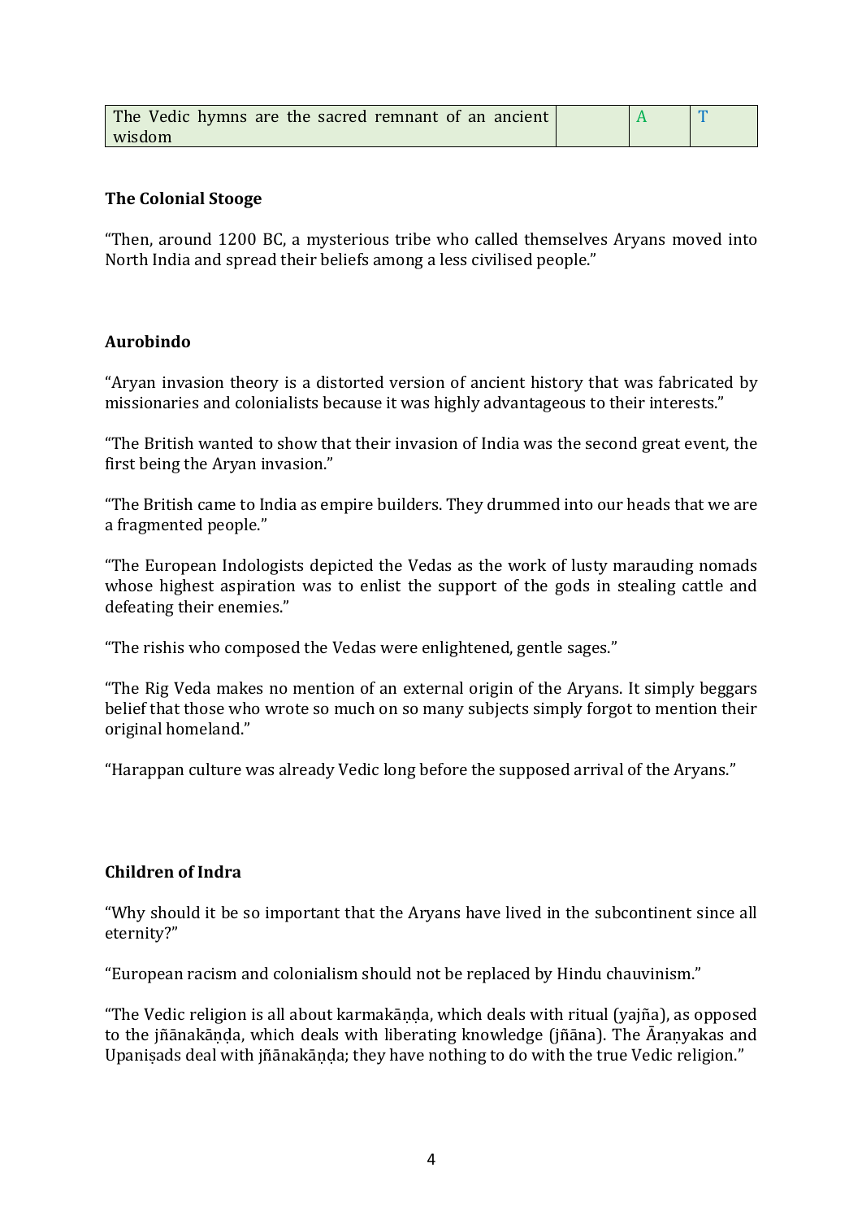| The Vedic hymns are the sacred remnant of an ancient wisdom | | A | T |
|---|---|---|---|

**The Colonial Stooge**

"Then, around 1200 BC, a mysterious tribe who called themselves Aryans moved into North India and spread their beliefs among a less civilised people."

**Aurobindo**

"Aryan invasion theory is a distorted version of ancient history that was fabricated by missionaries and colonialists because it was highly advantageous to their interests."

"The British wanted to show that their invasion of India was the second great event, the first being the Aryan invasion."

"The British came to India as empire builders. They drummed into our heads that we are a fragmented people."

"The European Indologists depicted the Vedas as the work of lusty marauding nomads whose highest aspiration was to enlist the support of the gods in stealing cattle and defeating their enemies."

"The rishis who composed the Vedas were enlightened, gentle sages."

"The Rig Veda makes no mention of an external origin of the Aryans. It simply beggars belief that those who wrote so much on so many subjects simply forgot to mention their original homeland."

"Harappan culture was already Vedic long before the supposed arrival of the Aryans."

**Children of Indra**

"Why should it be so important that the Aryans have lived in the subcontinent since all eternity?"

"European racism and colonialism should not be replaced by Hindu chauvinism."

"The Vedic religion is all about karmakāṇḍa, which deals with ritual (yajña), as opposed to the jñānakāṇḍa, which deals with liberating knowledge (jñāna). The Āraṇyakas and Upaniṣads deal with jñānakāṇḍa; they have nothing to do with the true Vedic religion."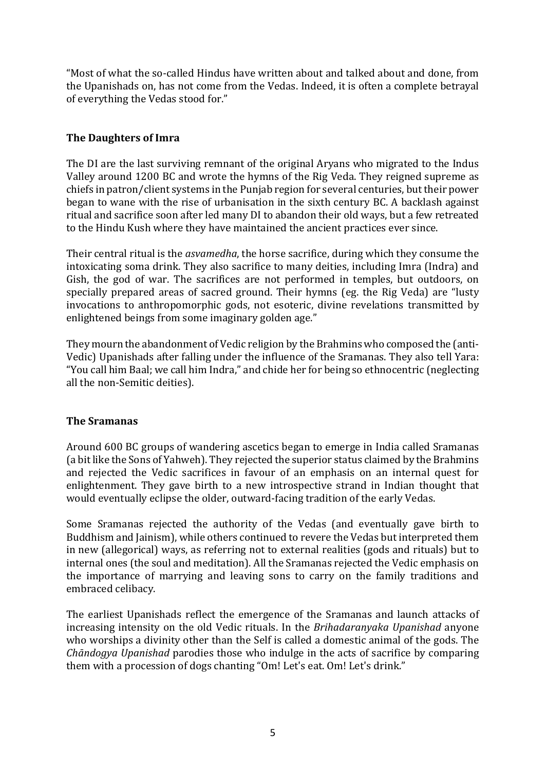"Most of what the so-called Hindus have written about and talked about and done, from the Upanishads on, has not come from the Vedas. Indeed, it is often a complete betrayal of everything the Vedas stood for."

## The Daughters of Imra

The DI are the last surviving remnant of the original Aryans who migrated to the Indus Valley around 1200 BC and wrote the hymns of the Rig Veda. They reigned supreme as chiefs in patron/client systems in the Punjab region for several centuries, but their power began to wane with the rise of urbanisation in the sixth century BC. A backlash against ritual and sacrifice soon after led many DI to abandon their old ways, but a few retreated to the Hindu Kush where they have maintained the ancient practices ever since.

Their central ritual is the *asvamedha*, the horse sacrifice, during which they consume the intoxicating soma drink. They also sacrifice to many deities, including Imra (Indra) and Gish, the god of war. The sacrifices are not performed in temples, but outdoors, on specially prepared areas of sacred ground. Their hymns (eg. the Rig Veda) are "lusty invocations to anthropomorphic gods, not esoteric, divine revelations transmitted by enlightened beings from some imaginary golden age."

They mourn the abandonment of Vedic religion by the Brahmins who composed the (anti-Vedic) Upanishads after falling under the influence of the Sramanas. They also tell Yara: "You call him Baal; we call him Indra," and chide her for being so ethnocentric (neglecting all the non-Semitic deities).

## The Sramanas

Around 600 BC groups of wandering ascetics began to emerge in India called Sramanas (a bit like the Sons of Yahweh). They rejected the superior status claimed by the Brahmins and rejected the Vedic sacrifices in favour of an emphasis on an internal quest for enlightenment. They gave birth to a new introspective strand in Indian thought that would eventually eclipse the older, outward-facing tradition of the early Vedas.

Some Sramanas rejected the authority of the Vedas (and eventually gave birth to Buddhism and Jainism), while others continued to revere the Vedas but interpreted them in new (allegorical) ways, as referring not to external realities (gods and rituals) but to internal ones (the soul and meditation). All the Sramanas rejected the Vedic emphasis on the importance of marrying and leaving sons to carry on the family traditions and embraced celibacy.

The earliest Upanishads reflect the emergence of the Sramanas and launch attacks of increasing intensity on the old Vedic rituals. In the *Brihadaranyaka Upanishad* anyone who worships a divinity other than the Self is called a domestic animal of the gods. The *Chāndogya Upanishad* parodies those who indulge in the acts of sacrifice by comparing them with a procession of dogs chanting "Om! Let's eat. Om! Let's drink."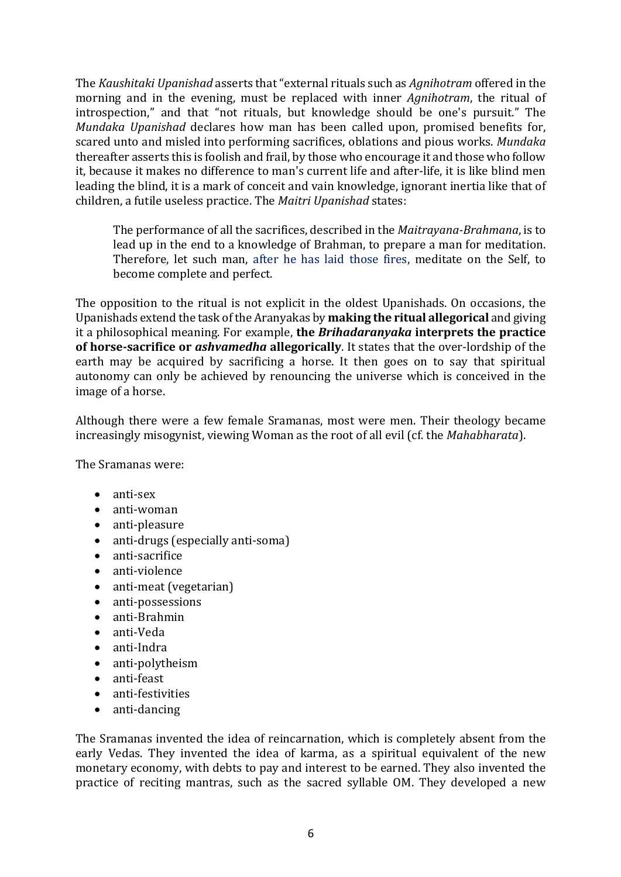The *Kaushitaki Upanishad* asserts that "external rituals such as *Agnihotram* offered in the morning and in the evening, must be replaced with inner *Agnihotram*, the ritual of introspection," and that "not rituals, but knowledge should be one's pursuit." The *Mundaka Upanishad* declares how man has been called upon, promised benefits for, scared unto and misled into performing sacrifices, oblations and pious works. *Mundaka* thereafter asserts this is foolish and frail, by those who encourage it and those who follow it, because it makes no difference to man's current life and after-life, it is like blind men leading the blind, it is a mark of conceit and vain knowledge, ignorant inertia like that of children, a futile useless practice. The *Maitri Upanishad* states:

> The performance of all the sacrifices, described in the *Maitrayana-Brahmana*, is to lead up in the end to a knowledge of Brahman, to prepare a man for meditation. Therefore, let such man, after he has laid those fires, meditate on the Self, to become complete and perfect.

The opposition to the ritual is not explicit in the oldest Upanishads. On occasions, the Upanishads extend the task of the Aranyakas by **making the ritual allegorical** and giving it a philosophical meaning. For example, **the *Brihadaranyaka* interprets the practice of horse-sacrifice or *ashvamedha* allegorically**. It states that the over-lordship of the earth may be acquired by sacrificing a horse. It then goes on to say that spiritual autonomy can only be achieved by renouncing the universe which is conceived in the image of a horse.

Although there were a few female Sramanas, most were men. Their theology became increasingly misogynist, viewing Woman as the root of all evil (cf. the *Mahabharata*).

The Sramanas were:

- anti-sex
- anti-woman
- anti-pleasure
- anti-drugs (especially anti-soma)
- anti-sacrifice
- anti-violence
- anti-meat (vegetarian)
- anti-possessions
- anti-Brahmin
- anti-Veda
- anti-Indra
- anti-polytheism
- anti-feast
- anti-festivities
- anti-dancing

The Sramanas invented the idea of reincarnation, which is completely absent from the early Vedas. They invented the idea of karma, as a spiritual equivalent of the new monetary economy, with debts to pay and interest to be earned. They also invented the practice of reciting mantras, such as the sacred syllable OM. They developed a new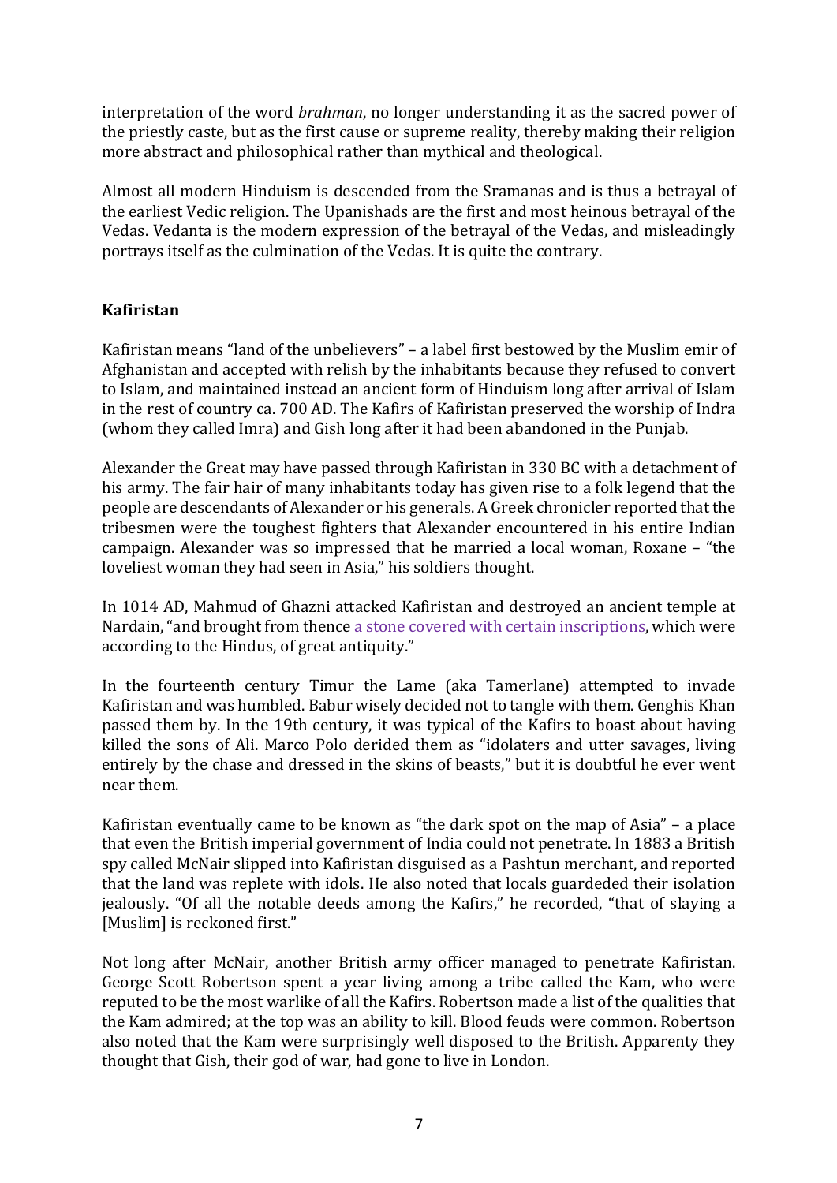interpretation of the word *brahman*, no longer understanding it as the sacred power of the priestly caste, but as the first cause or supreme reality, thereby making their religion more abstract and philosophical rather than mythical and theological.

Almost all modern Hinduism is descended from the Sramanas and is thus a betrayal of the earliest Vedic religion. The Upanishads are the first and most heinous betrayal of the Vedas. Vedanta is the modern expression of the betrayal of the Vedas, and misleadingly portrays itself as the culmination of the Vedas. It is quite the contrary.

**Kafiristan**

Kafiristan means "land of the unbelievers" – a label first bestowed by the Muslim emir of Afghanistan and accepted with relish by the inhabitants because they refused to convert to Islam, and maintained instead an ancient form of Hinduism long after arrival of Islam in the rest of country ca. 700 AD. The Kafirs of Kafiristan preserved the worship of Indra (whom they called Imra) and Gish long after it had been abandoned in the Punjab.

Alexander the Great may have passed through Kafiristan in 330 BC with a detachment of his army. The fair hair of many inhabitants today has given rise to a folk legend that the people are descendants of Alexander or his generals. A Greek chronicler reported that the tribesmen were the toughest fighters that Alexander encountered in his entire Indian campaign. Alexander was so impressed that he married a local woman, Roxane – "the loveliest woman they had seen in Asia," his soldiers thought.

In 1014 AD, Mahmud of Ghazni attacked Kafiristan and destroyed an ancient temple at Nardain, "and brought from thence a stone covered with certain inscriptions, which were according to the Hindus, of great antiquity."

In the fourteenth century Timur the Lame (aka Tamerlane) attempted to invade Kafiristan and was humbled. Babur wisely decided not to tangle with them. Genghis Khan passed them by. In the 19th century, it was typical of the Kafirs to boast about having killed the sons of Ali. Marco Polo derided them as "idolaters and utter savages, living entirely by the chase and dressed in the skins of beasts," but it is doubtful he ever went near them.

Kafiristan eventually came to be known as "the dark spot on the map of Asia" – a place that even the British imperial government of India could not penetrate. In 1883 a British spy called McNair slipped into Kafiristan disguised as a Pashtun merchant, and reported that the land was replete with idols. He also noted that locals guardeded their isolation jealously. "Of all the notable deeds among the Kafirs," he recorded, "that of slaying a [Muslim] is reckoned first."

Not long after McNair, another British army officer managed to penetrate Kafiristan. George Scott Robertson spent a year living among a tribe called the Kam, who were reputed to be the most warlike of all the Kafirs. Robertson made a list of the qualities that the Kam admired; at the top was an ability to kill. Blood feuds were common. Robertson also noted that the Kam were surprisingly well disposed to the British. Apparenty they thought that Gish, their god of war, had gone to live in London.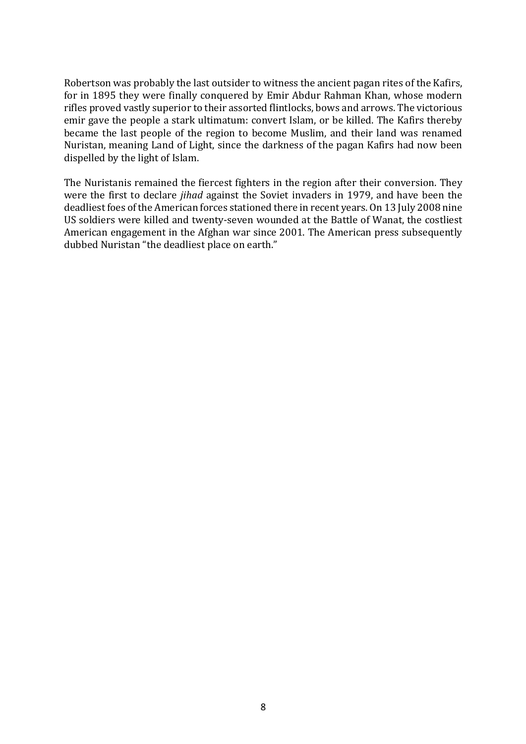Robertson was probably the last outsider to witness the ancient pagan rites of the Kafirs, for in 1895 they were finally conquered by Emir Abdur Rahman Khan, whose modern rifles proved vastly superior to their assorted flintlocks, bows and arrows. The victorious emir gave the people a stark ultimatum: convert Islam, or be killed. The Kafirs thereby became the last people of the region to become Muslim, and their land was renamed Nuristan, meaning Land of Light, since the darkness of the pagan Kafirs had now been dispelled by the light of Islam.

The Nuristanis remained the fiercest fighters in the region after their conversion. They were the first to declare *jihad* against the Soviet invaders in 1979, and have been the deadliest foes of the American forces stationed there in recent years. On 13 July 2008 nine US soldiers were killed and twenty-seven wounded at the Battle of Wanat, the costliest American engagement in the Afghan war since 2001. The American press subsequently dubbed Nuristan "the deadliest place on earth."